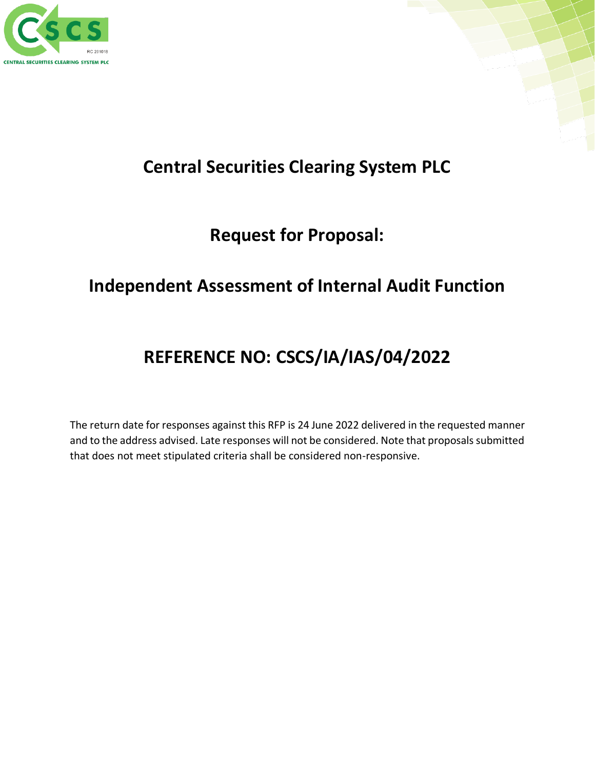CENTRAL SECURITIES CLEARING SYSTEM PLC

RC 201018

# Central Securities Clearing System PLC

# Request for Proposal:

# Independent Assessment of Internal Audit Function

# REFERENCE NO: CSCS/IA/IAS/04/2022

The return date for responses against this RFP is 24 June 2022 delivered in the requested manner and to the address advised. Late responses will not be considered. Note that proposals submitted that does not meet stipulated criteria shall be considered non-responsive.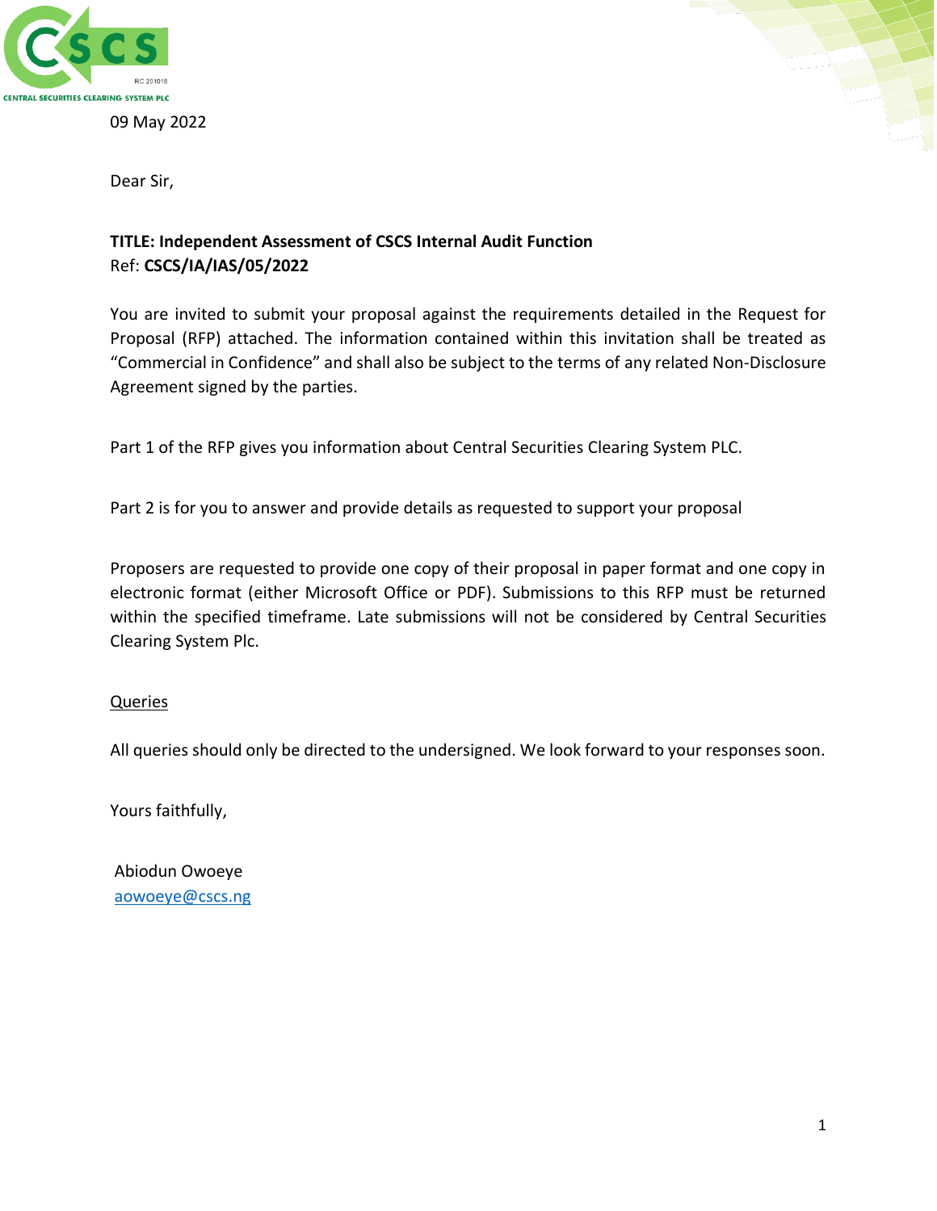09 May 2022

Dear Sir,

**TITLE: Independent Assessment of CSCS Internal Audit Function**
Ref: **CSCS/IA/IAS/05/2022**

You are invited to submit your proposal against the requirements detailed in the Request for Proposal (RFP) attached. The information contained within this invitation shall be treated as "Commercial in Confidence" and shall also be subject to the terms of any related Non-Disclosure Agreement signed by the parties.

Part 1 of the RFP gives you information about Central Securities Clearing System PLC.

Part 2 is for you to answer and provide details as requested to support your proposal

Proposers are requested to provide one copy of their proposal in paper format and one copy in electronic format (either Microsoft Office or PDF). Submissions to this RFP must be returned within the specified timeframe. Late submissions will not be considered by Central Securities Clearing System Plc.

<u>Queries</u>

All queries should only be directed to the undersigned. We look forward to your responses soon.

Yours faithfully,

Abiodun Owoeye
aowoeye@cscs.ng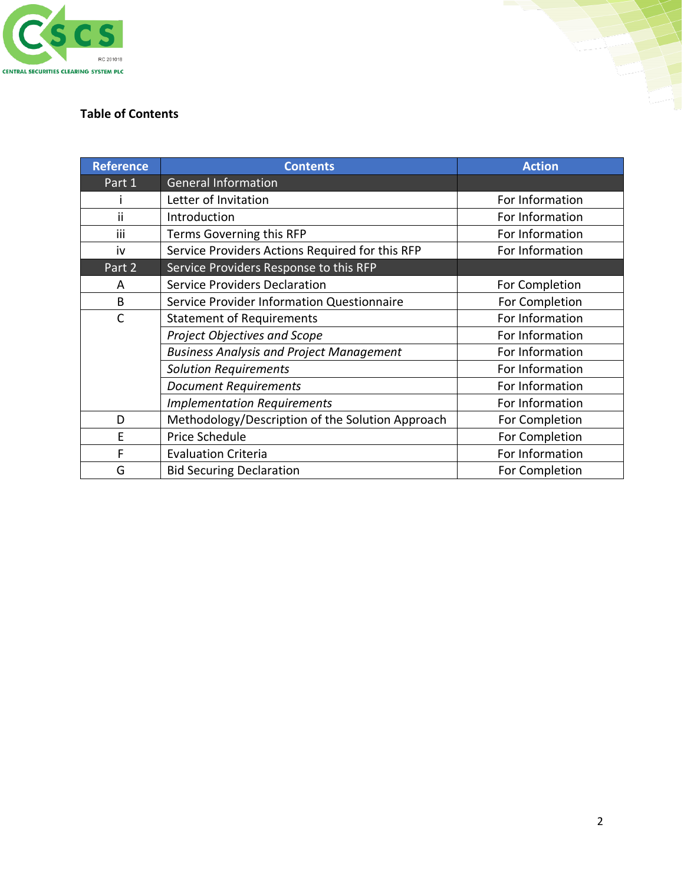**Table of Contents**

| Reference | Contents | Action |
|---|---|---|
| Part 1 | General Information | |
| i | Letter of Invitation | For Information |
| ii | Introduction | For Information |
| iii | Terms Governing this RFP | For Information |
| iv | Service Providers Actions Required for this RFP | For Information |
| Part 2 | Service Providers Response to this RFP | |
| A | Service Providers Declaration | For Completion |
| B | Service Provider Information Questionnaire | For Completion |
| C | Statement of Requirements | For Information |
| | *Project Objectives and Scope* | For Information |
| | *Business Analysis and Project Management* | For Information |
| | *Solution Requirements* | For Information |
| | *Document Requirements* | For Information |
| | *Implementation Requirements* | For Information |
| D | Methodology/Description of the Solution Approach | For Completion |
| E | Price Schedule | For Completion |
| F | Evaluation Criteria | For Information |
| G | Bid Securing Declaration | For Completion |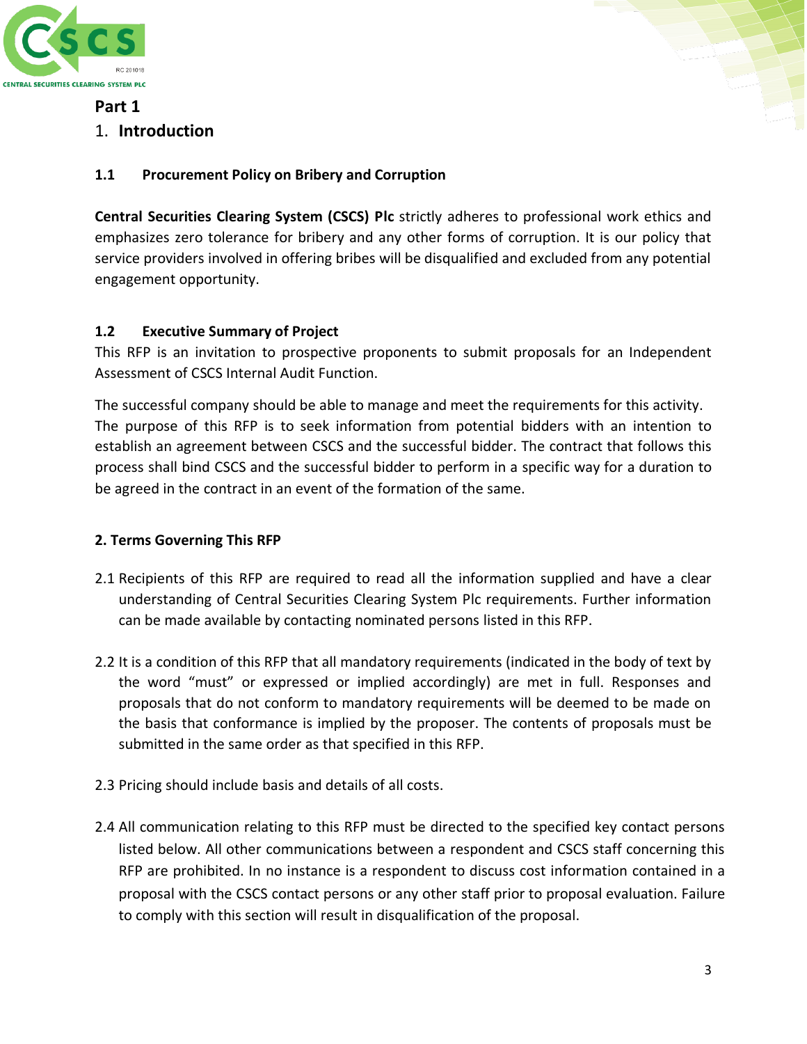# Part 1

## 1. Introduction

### 1.1 Procurement Policy on Bribery and Corruption

**Central Securities Clearing System (CSCS) Plc** strictly adheres to professional work ethics and emphasizes zero tolerance for bribery and any other forms of corruption. It is our policy that service providers involved in offering bribes will be disqualified and excluded from any potential engagement opportunity.

### 1.2 Executive Summary of Project

This RFP is an invitation to prospective proponents to submit proposals for an Independent Assessment of CSCS Internal Audit Function.

The successful company should be able to manage and meet the requirements for this activity. The purpose of this RFP is to seek information from potential bidders with an intention to establish an agreement between CSCS and the successful bidder. The contract that follows this process shall bind CSCS and the successful bidder to perform in a specific way for a duration to be agreed in the contract in an event of the formation of the same.

### 2. Terms Governing This RFP

2.1 Recipients of this RFP are required to read all the information supplied and have a clear understanding of Central Securities Clearing System Plc requirements. Further information can be made available by contacting nominated persons listed in this RFP.

2.2 It is a condition of this RFP that all mandatory requirements (indicated in the body of text by the word "must" or expressed or implied accordingly) are met in full. Responses and proposals that do not conform to mandatory requirements will be deemed to be made on the basis that conformance is implied by the proposer. The contents of proposals must be submitted in the same order as that specified in this RFP.

2.3 Pricing should include basis and details of all costs.

2.4 All communication relating to this RFP must be directed to the specified key contact persons listed below. All other communications between a respondent and CSCS staff concerning this RFP are prohibited. In no instance is a respondent to discuss cost information contained in a proposal with the CSCS contact persons or any other staff prior to proposal evaluation. Failure to comply with this section will result in disqualification of the proposal.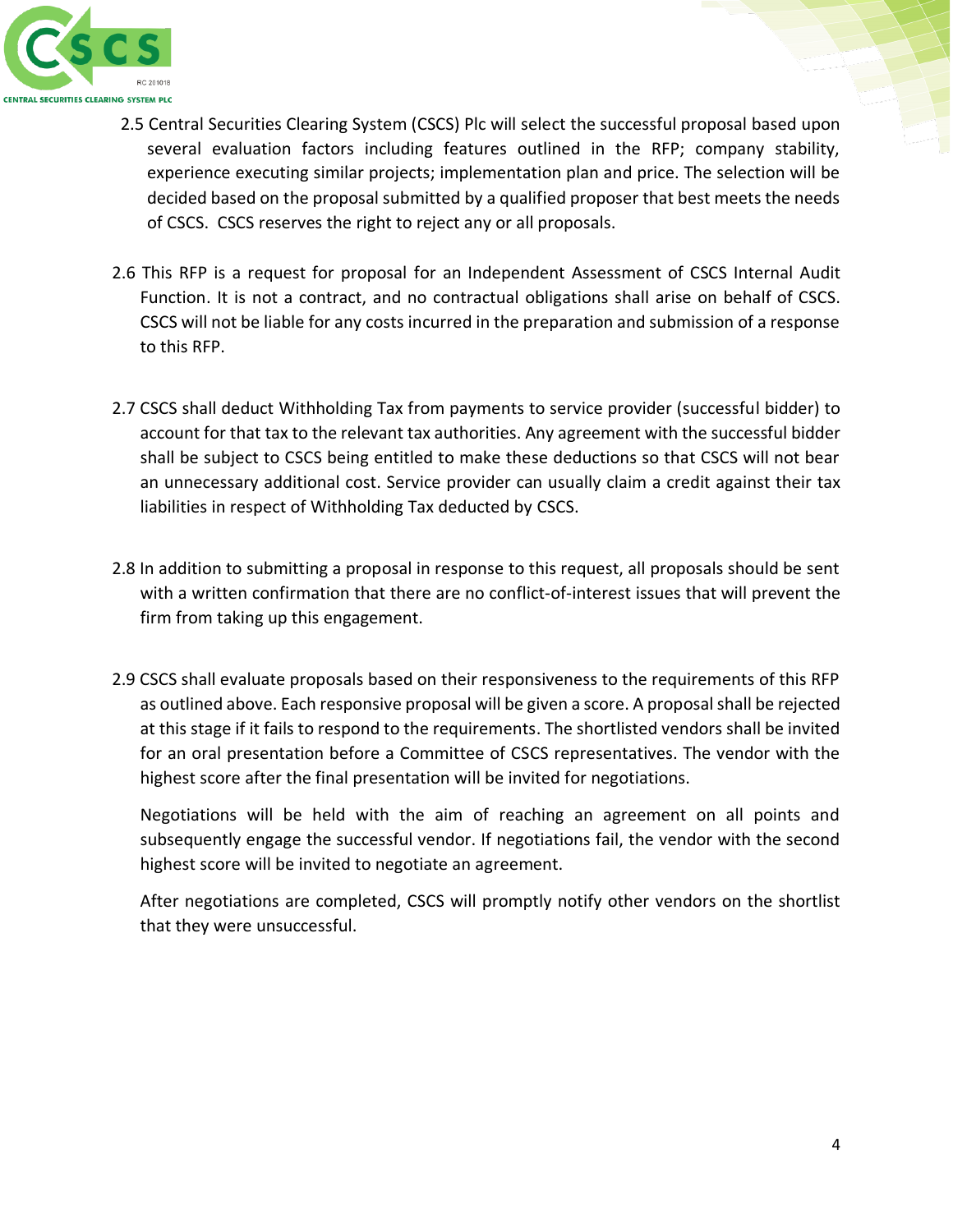2.5 Central Securities Clearing System (CSCS) Plc will select the successful proposal based upon several evaluation factors including features outlined in the RFP; company stability, experience executing similar projects; implementation plan and price. The selection will be decided based on the proposal submitted by a qualified proposer that best meets the needs of CSCS. CSCS reserves the right to reject any or all proposals.

2.6 This RFP is a request for proposal for an Independent Assessment of CSCS Internal Audit Function. It is not a contract, and no contractual obligations shall arise on behalf of CSCS. CSCS will not be liable for any costs incurred in the preparation and submission of a response to this RFP.

2.7 CSCS shall deduct Withholding Tax from payments to service provider (successful bidder) to account for that tax to the relevant tax authorities. Any agreement with the successful bidder shall be subject to CSCS being entitled to make these deductions so that CSCS will not bear an unnecessary additional cost. Service provider can usually claim a credit against their tax liabilities in respect of Withholding Tax deducted by CSCS.

2.8 In addition to submitting a proposal in response to this request, all proposals should be sent with a written confirmation that there are no conflict-of-interest issues that will prevent the firm from taking up this engagement.

2.9 CSCS shall evaluate proposals based on their responsiveness to the requirements of this RFP as outlined above. Each responsive proposal will be given a score. A proposal shall be rejected at this stage if it fails to respond to the requirements. The shortlisted vendors shall be invited for an oral presentation before a Committee of CSCS representatives. The vendor with the highest score after the final presentation will be invited for negotiations.

Negotiations will be held with the aim of reaching an agreement on all points and subsequently engage the successful vendor. If negotiations fail, the vendor with the second highest score will be invited to negotiate an agreement.

After negotiations are completed, CSCS will promptly notify other vendors on the shortlist that they were unsuccessful.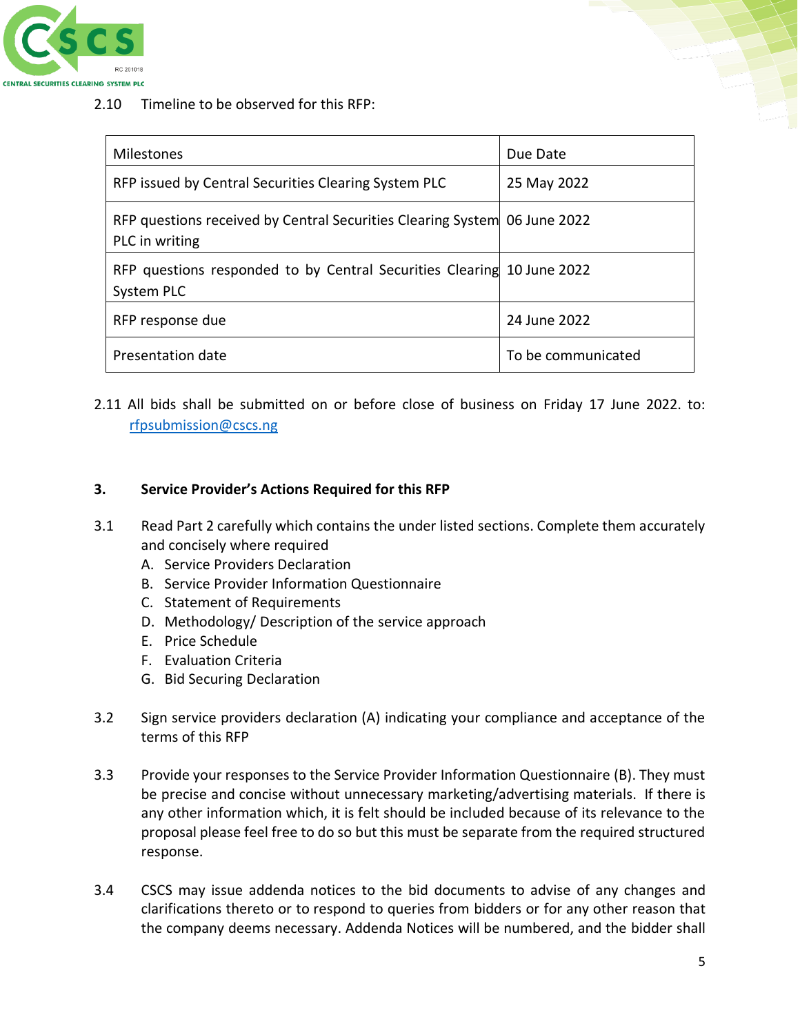2.10 Timeline to be observed for this RFP:

| Milestones | Due Date |
|---|---|
| RFP issued by Central Securities Clearing System PLC | 25 May 2022 |
| RFP questions received by Central Securities Clearing System PLC in writing | 06 June 2022 |
| RFP questions responded to by Central Securities Clearing System PLC | 10 June 2022 |
| RFP response due | 24 June 2022 |
| Presentation date | To be communicated |

2.11 All bids shall be submitted on or before close of business on Friday 17 June 2022. to: rfpsubmission@cscs.ng

### 3. Service Provider's Actions Required for this RFP

3.1 Read Part 2 carefully which contains the under listed sections. Complete them accurately and concisely where required

A. Service Providers Declaration
B. Service Provider Information Questionnaire
C. Statement of Requirements
D. Methodology/ Description of the service approach
E. Price Schedule
F. Evaluation Criteria
G. Bid Securing Declaration

3.2 Sign service providers declaration (A) indicating your compliance and acceptance of the terms of this RFP

3.3 Provide your responses to the Service Provider Information Questionnaire (B). They must be precise and concise without unnecessary marketing/advertising materials. If there is any other information which, it is felt should be included because of its relevance to the proposal please feel free to do so but this must be separate from the required structured response.

3.4 CSCS may issue addenda notices to the bid documents to advise of any changes and clarifications thereto or to respond to queries from bidders or for any other reason that the company deems necessary. Addenda Notices will be numbered, and the bidder shall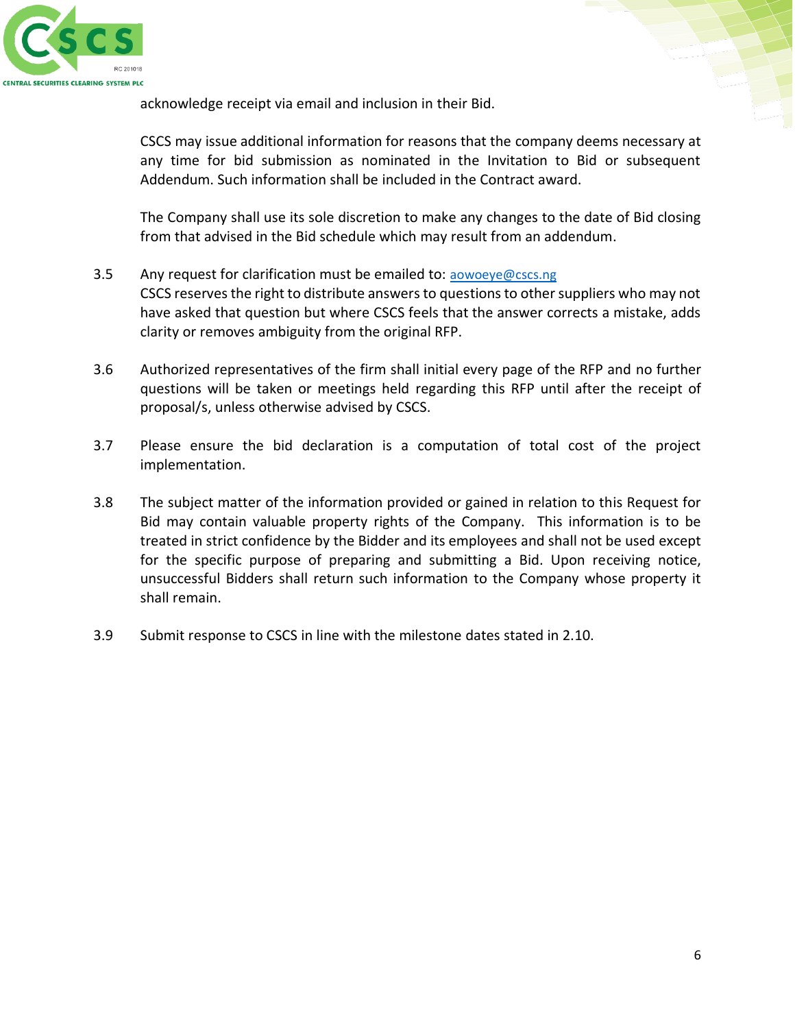acknowledge receipt via email and inclusion in their Bid.

CSCS may issue additional information for reasons that the company deems necessary at any time for bid submission as nominated in the Invitation to Bid or subsequent Addendum. Such information shall be included in the Contract award.

The Company shall use its sole discretion to make any changes to the date of Bid closing from that advised in the Bid schedule which may result from an addendum.

3.5 Any request for clarification must be emailed to: aowoeye@cscs.ng
CSCS reserves the right to distribute answers to questions to other suppliers who may not have asked that question but where CSCS feels that the answer corrects a mistake, adds clarity or removes ambiguity from the original RFP.

3.6 Authorized representatives of the firm shall initial every page of the RFP and no further questions will be taken or meetings held regarding this RFP until after the receipt of proposal/s, unless otherwise advised by CSCS.

3.7 Please ensure the bid declaration is a computation of total cost of the project implementation.

3.8 The subject matter of the information provided or gained in relation to this Request for Bid may contain valuable property rights of the Company. This information is to be treated in strict confidence by the Bidder and its employees and shall not be used except for the specific purpose of preparing and submitting a Bid. Upon receiving notice, unsuccessful Bidders shall return such information to the Company whose property it shall remain.

3.9 Submit response to CSCS in line with the milestone dates stated in 2.10.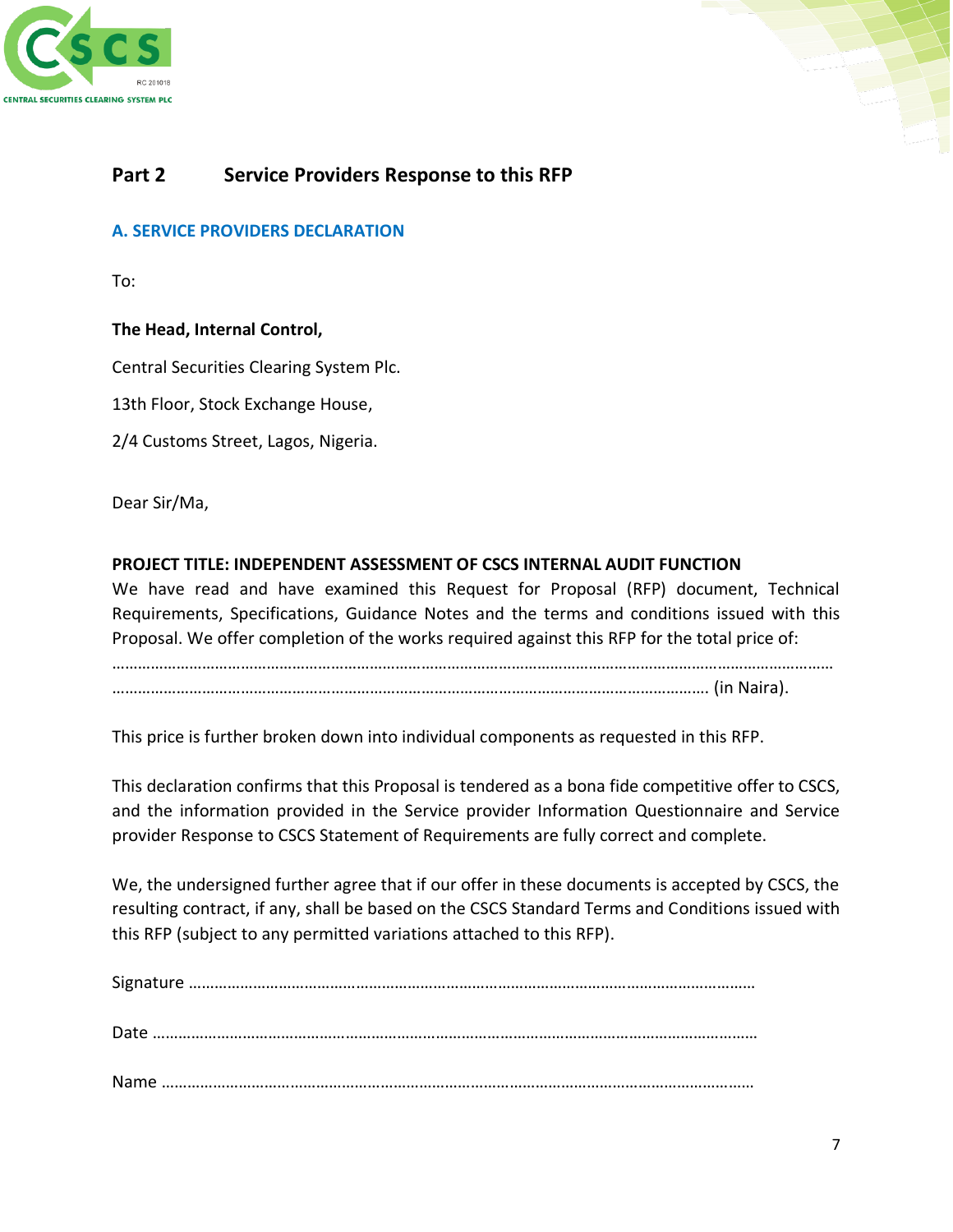## Part 2 Service Providers Response to this RFP

### A. SERVICE PROVIDERS DECLARATION

To:

**The Head, Internal Control,**

Central Securities Clearing System Plc.

13th Floor, Stock Exchange House,

2/4 Customs Street, Lagos, Nigeria.

Dear Sir/Ma,

**PROJECT TITLE: INDEPENDENT ASSESSMENT OF CSCS INTERNAL AUDIT FUNCTION**

We have read and have examined this Request for Proposal (RFP) document, Technical Requirements, Specifications, Guidance Notes and the terms and conditions issued with this Proposal. We offer completion of the works required against this RFP for the total price of:

……………………………………………………………………………………………………………………………………………

………………………………………………………………………………………………………………… (in Naira).

This price is further broken down into individual components as requested in this RFP.

This declaration confirms that this Proposal is tendered as a bona fide competitive offer to CSCS, and the information provided in the Service provider Information Questionnaire and Service provider Response to CSCS Statement of Requirements are fully correct and complete.

We, the undersigned further agree that if our offer in these documents is accepted by CSCS, the resulting contract, if any, shall be based on the CSCS Standard Terms and Conditions issued with this RFP (subject to any permitted variations attached to this RFP).

Signature ………………………………………………………………………………………………………………

Date ………………………………………………………………………………………………………………………

Name ……………………………………………………………………………………………………………………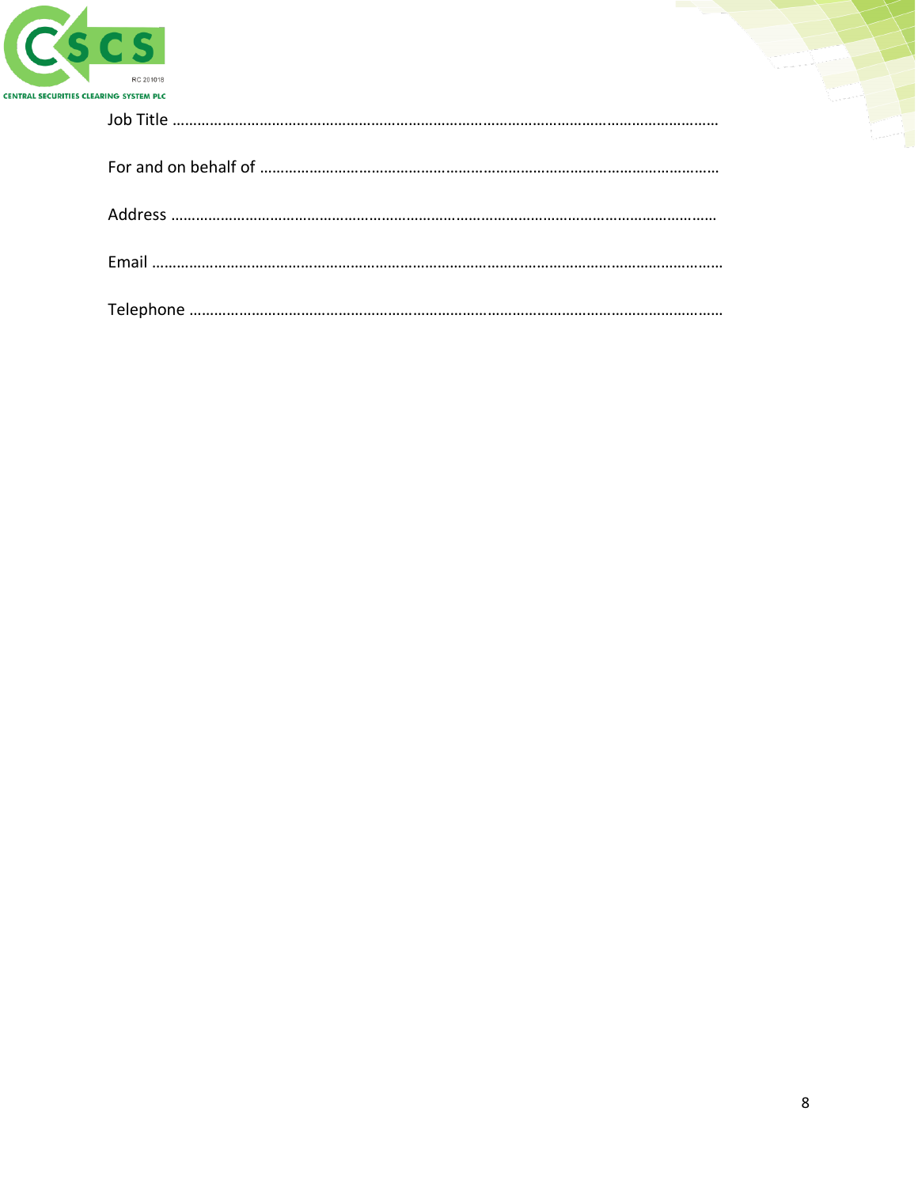Job Title ……………………………………………………………………………………………………………………

For and on behalf of ………………………………………………………………………………………………

Address …………………………………………………………………………………………………………………

Email ………………………………………………………………………………………………………………………

Telephone ………………………………………………………………………………………………………………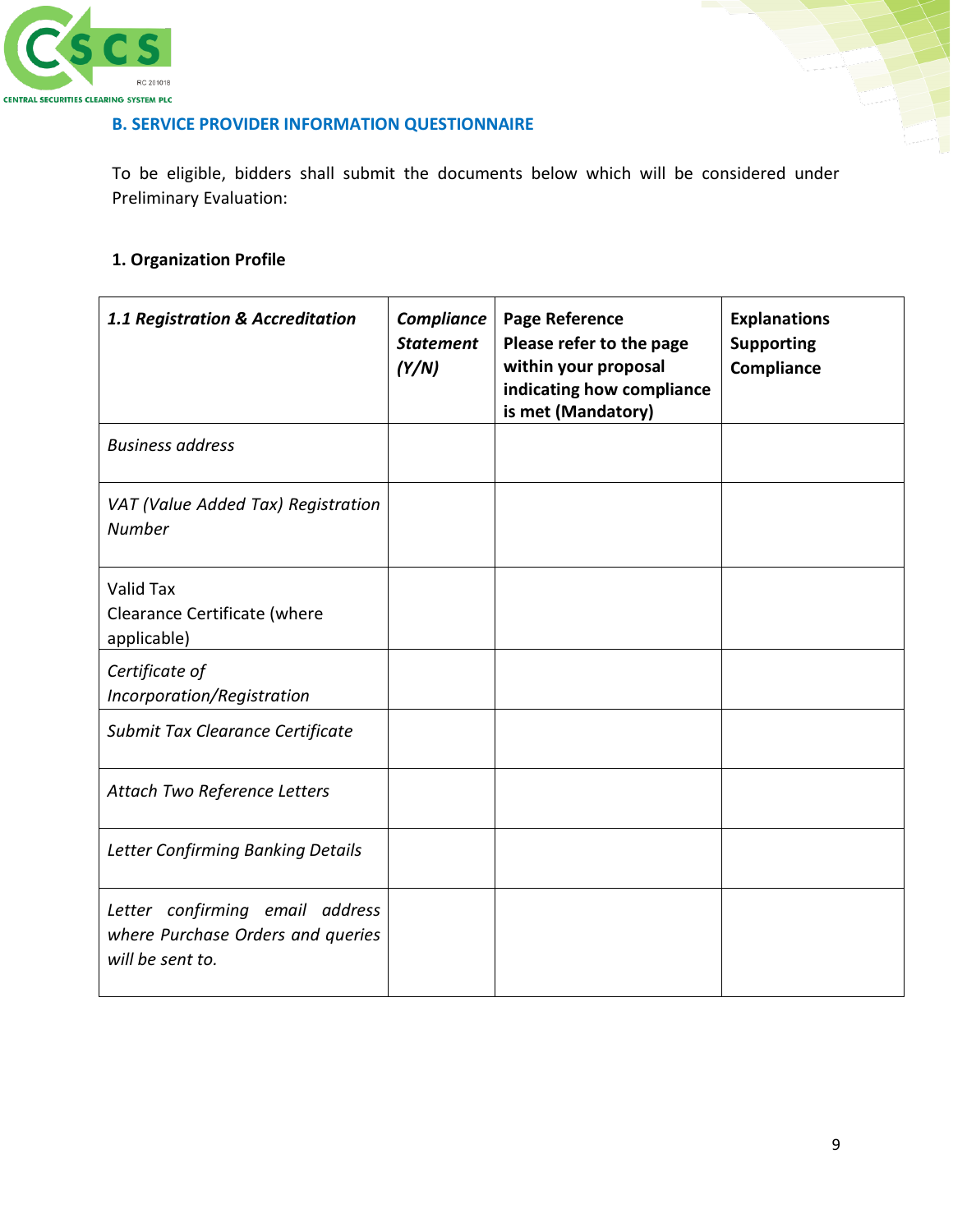## B. SERVICE PROVIDER INFORMATION QUESTIONNAIRE

To be eligible, bidders shall submit the documents below which will be considered under Preliminary Evaluation:

### 1. Organization Profile

| ***1.1 Registration & Accreditation*** | ***Compliance Statement (Y/N)*** | **Page Reference Please refer to the page within your proposal indicating how compliance is met (Mandatory)** | **Explanations Supporting Compliance** |
|---|---|---|---|
| *Business address* | | | |
| *VAT (Value Added Tax) Registration Number* | | | |
| Valid Tax Clearance Certificate (where applicable) | | | |
| *Certificate of Incorporation/Registration* | | | |
| *Submit Tax Clearance Certificate* | | | |
| *Attach Two Reference Letters* | | | |
| *Letter Confirming Banking Details* | | | |
| *Letter confirming email address where Purchase Orders and queries will be sent to.* | | | |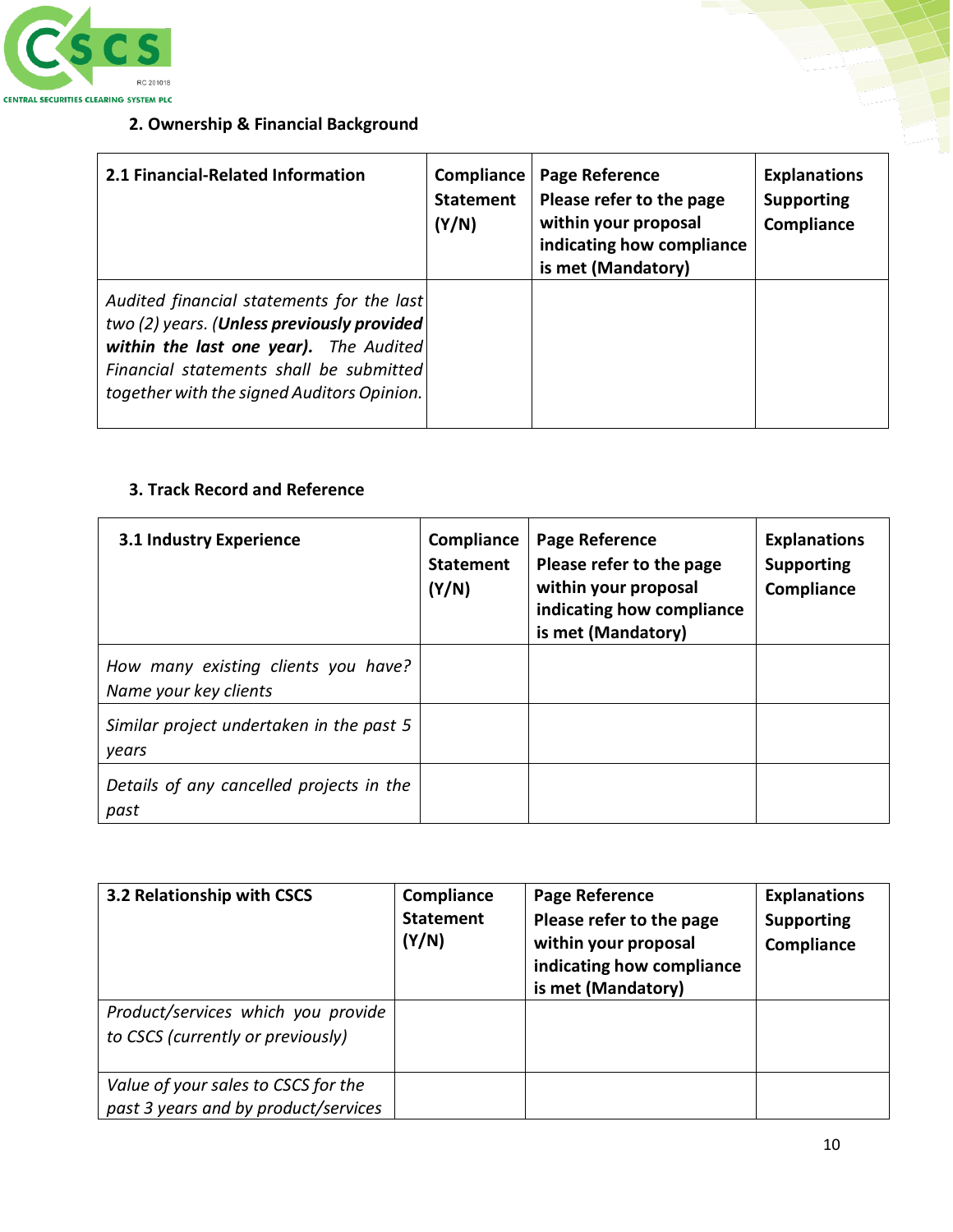## 2. Ownership & Financial Background

| 2.1 Financial-Related Information | Compliance Statement (Y/N) | Page Reference Please refer to the page within your proposal indicating how compliance is met (Mandatory) | Explanations Supporting Compliance |
|---|---|---|---|
| *Audited financial statements for the last two (2) years. (**Unless previously provided within the last one year).** The Audited Financial statements shall be submitted together with the signed Auditors Opinion.* | | | |

## 3. Track Record and Reference

| 3.1 Industry Experience | Compliance Statement (Y/N) | Page Reference Please refer to the page within your proposal indicating how compliance is met (Mandatory) | Explanations Supporting Compliance |
|---|---|---|---|
| *How many existing clients you have? Name your key clients* | | | |
| *Similar project undertaken in the past 5 years* | | | |
| *Details of any cancelled projects in the past* | | | |

| 3.2 Relationship with CSCS | Compliance Statement (Y/N) | Page Reference Please refer to the page within your proposal indicating how compliance is met (Mandatory) | Explanations Supporting Compliance |
|---|---|---|---|
| *Product/services which you provide to CSCS (currently or previously)* | | | |
| *Value of your sales to CSCS for the past 3 years and by product/services* | | | |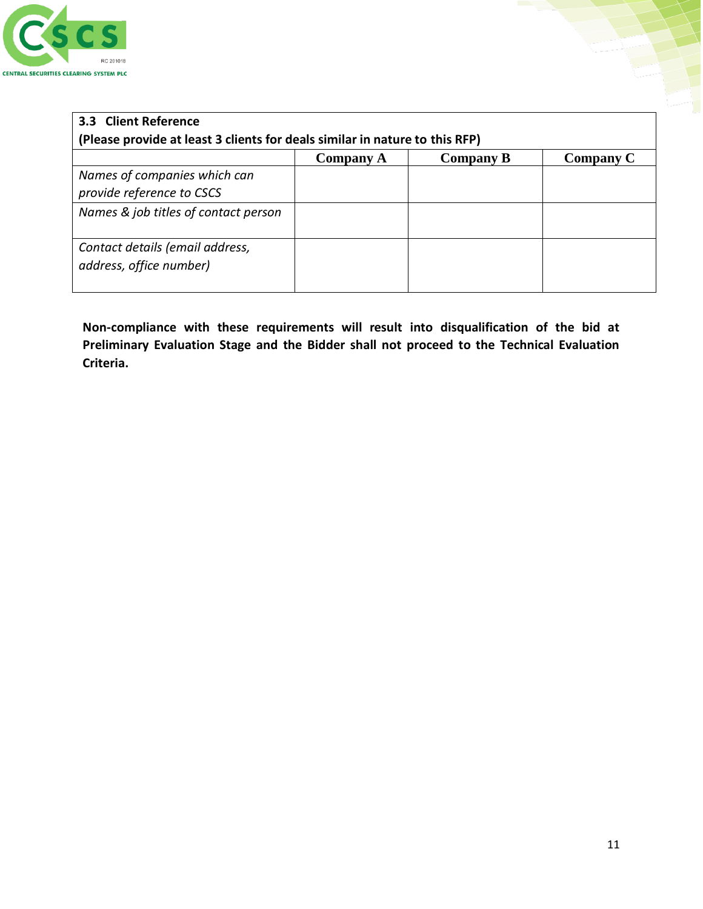| **3.3 Client Reference (Please provide at least 3 clients for deals similar in nature to this RFP)** | | | |
|---|---|---|---|
| | **Company A** | **Company B** | **Company C** |
| *Names of companies which can provide reference to CSCS* | | | |
| *Names & job titles of contact person* | | | |
| *Contact details (email address, address, office number)* | | | |

**Non-compliance with these requirements will result into disqualification of the bid at Preliminary Evaluation Stage and the Bidder shall not proceed to the Technical Evaluation Criteria.**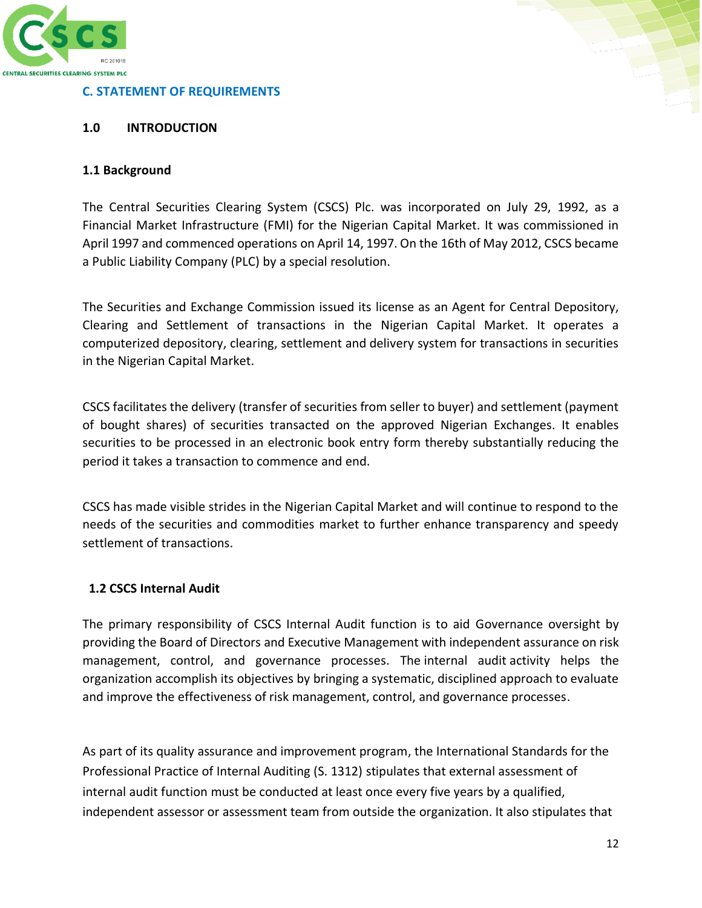## C. STATEMENT OF REQUIREMENTS

### 1.0 INTRODUCTION

#### 1.1 Background

The Central Securities Clearing System (CSCS) Plc. was incorporated on July 29, 1992, as a Financial Market Infrastructure (FMI) for the Nigerian Capital Market. It was commissioned in April 1997 and commenced operations on April 14, 1997. On the 16th of May 2012, CSCS became a Public Liability Company (PLC) by a special resolution.

The Securities and Exchange Commission issued its license as an Agent for Central Depository, Clearing and Settlement of transactions in the Nigerian Capital Market. It operates a computerized depository, clearing, settlement and delivery system for transactions in securities in the Nigerian Capital Market.

CSCS facilitates the delivery (transfer of securities from seller to buyer) and settlement (payment of bought shares) of securities transacted on the approved Nigerian Exchanges. It enables securities to be processed in an electronic book entry form thereby substantially reducing the period it takes a transaction to commence and end.

CSCS has made visible strides in the Nigerian Capital Market and will continue to respond to the needs of the securities and commodities market to further enhance transparency and speedy settlement of transactions.

#### 1.2 CSCS Internal Audit

The primary responsibility of CSCS Internal Audit function is to aid Governance oversight by providing the Board of Directors and Executive Management with independent assurance on risk management, control, and governance processes. The internal audit activity helps the organization accomplish its objectives by bringing a systematic, disciplined approach to evaluate and improve the effectiveness of risk management, control, and governance processes.

As part of its quality assurance and improvement program, the International Standards for the Professional Practice of Internal Auditing (S. 1312) stipulates that external assessment of internal audit function must be conducted at least once every five years by a qualified, independent assessor or assessment team from outside the organization. It also stipulates that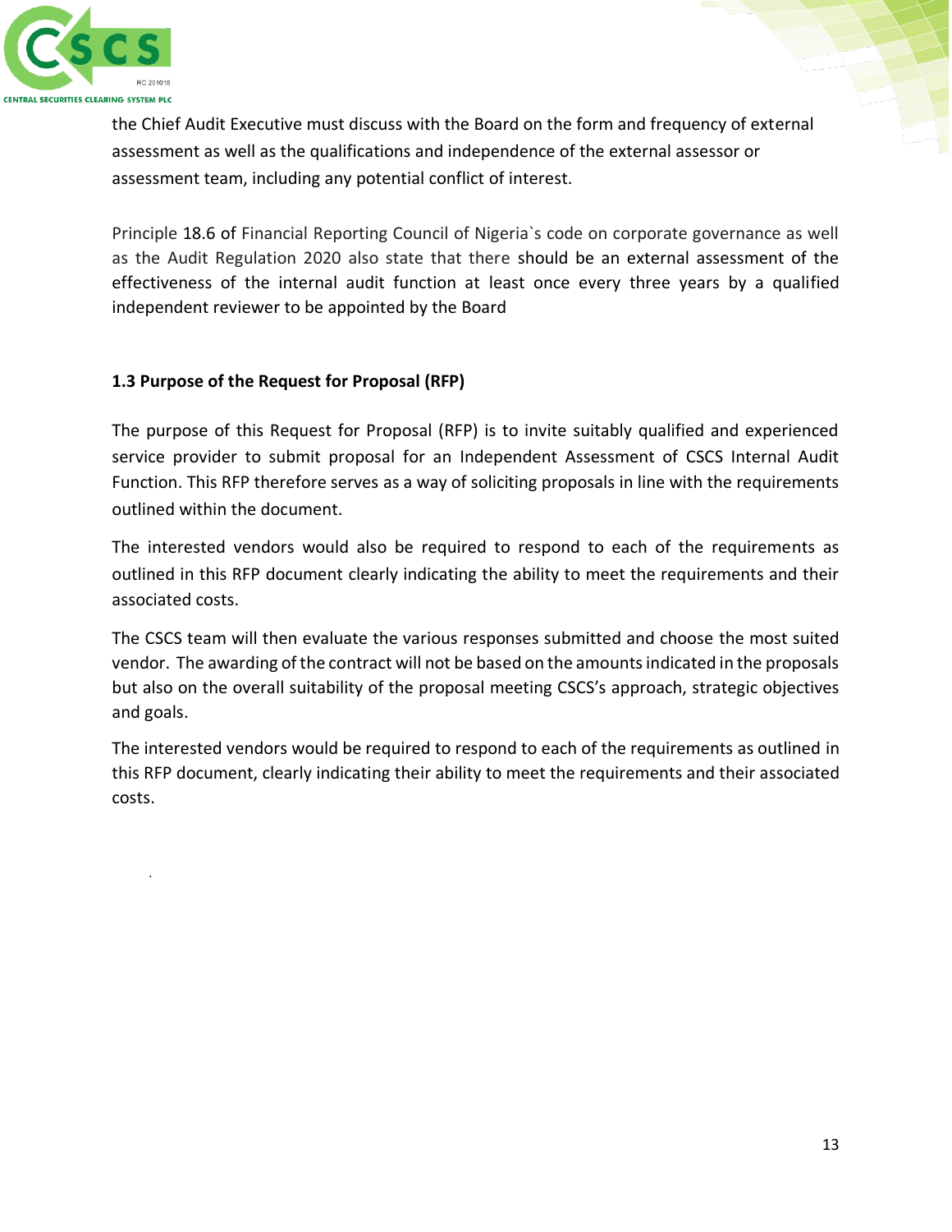the Chief Audit Executive must discuss with the Board on the form and frequency of external assessment as well as the qualifications and independence of the external assessor or assessment team, including any potential conflict of interest.

Principle 18.6 of Financial Reporting Council of Nigeria`s code on corporate governance as well as the Audit Regulation 2020 also state that there should be an external assessment of the effectiveness of the internal audit function at least once every three years by a qualified independent reviewer to be appointed by the Board

### 1.3 Purpose of the Request for Proposal (RFP)

The purpose of this Request for Proposal (RFP) is to invite suitably qualified and experienced service provider to submit proposal for an Independent Assessment of CSCS Internal Audit Function. This RFP therefore serves as a way of soliciting proposals in line with the requirements outlined within the document.

The interested vendors would also be required to respond to each of the requirements as outlined in this RFP document clearly indicating the ability to meet the requirements and their associated costs.

The CSCS team will then evaluate the various responses submitted and choose the most suited vendor. The awarding of the contract will not be based on the amounts indicated in the proposals but also on the overall suitability of the proposal meeting CSCS's approach, strategic objectives and goals.

The interested vendors would be required to respond to each of the requirements as outlined in this RFP document, clearly indicating their ability to meet the requirements and their associated costs.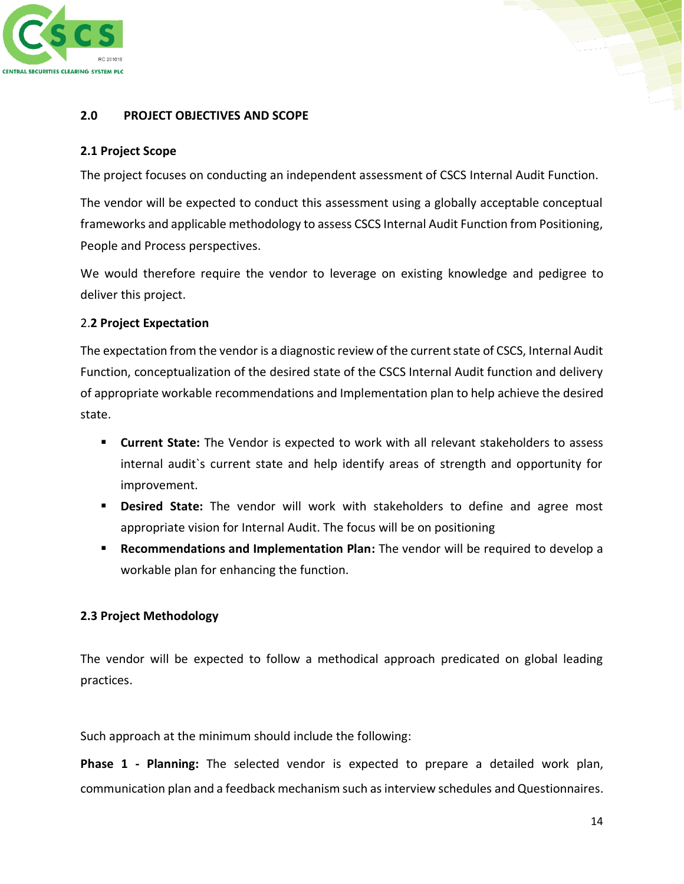## 2.0 PROJECT OBJECTIVES AND SCOPE

### 2.1 Project Scope

The project focuses on conducting an independent assessment of CSCS Internal Audit Function.

The vendor will be expected to conduct this assessment using a globally acceptable conceptual frameworks and applicable methodology to assess CSCS Internal Audit Function from Positioning, People and Process perspectives.

We would therefore require the vendor to leverage on existing knowledge and pedigree to deliver this project.

### 2.2 Project Expectation

The expectation from the vendor is a diagnostic review of the current state of CSCS, Internal Audit Function, conceptualization of the desired state of the CSCS Internal Audit function and delivery of appropriate workable recommendations and Implementation plan to help achieve the desired state.

- **Current State:** The Vendor is expected to work with all relevant stakeholders to assess internal audit`s current state and help identify areas of strength and opportunity for improvement.
- **Desired State:** The vendor will work with stakeholders to define and agree most appropriate vision for Internal Audit. The focus will be on positioning
- **Recommendations and Implementation Plan:** The vendor will be required to develop a workable plan for enhancing the function.

### 2.3 Project Methodology

The vendor will be expected to follow a methodical approach predicated on global leading practices.

Such approach at the minimum should include the following:

**Phase 1 - Planning:** The selected vendor is expected to prepare a detailed work plan, communication plan and a feedback mechanism such as interview schedules and Questionnaires.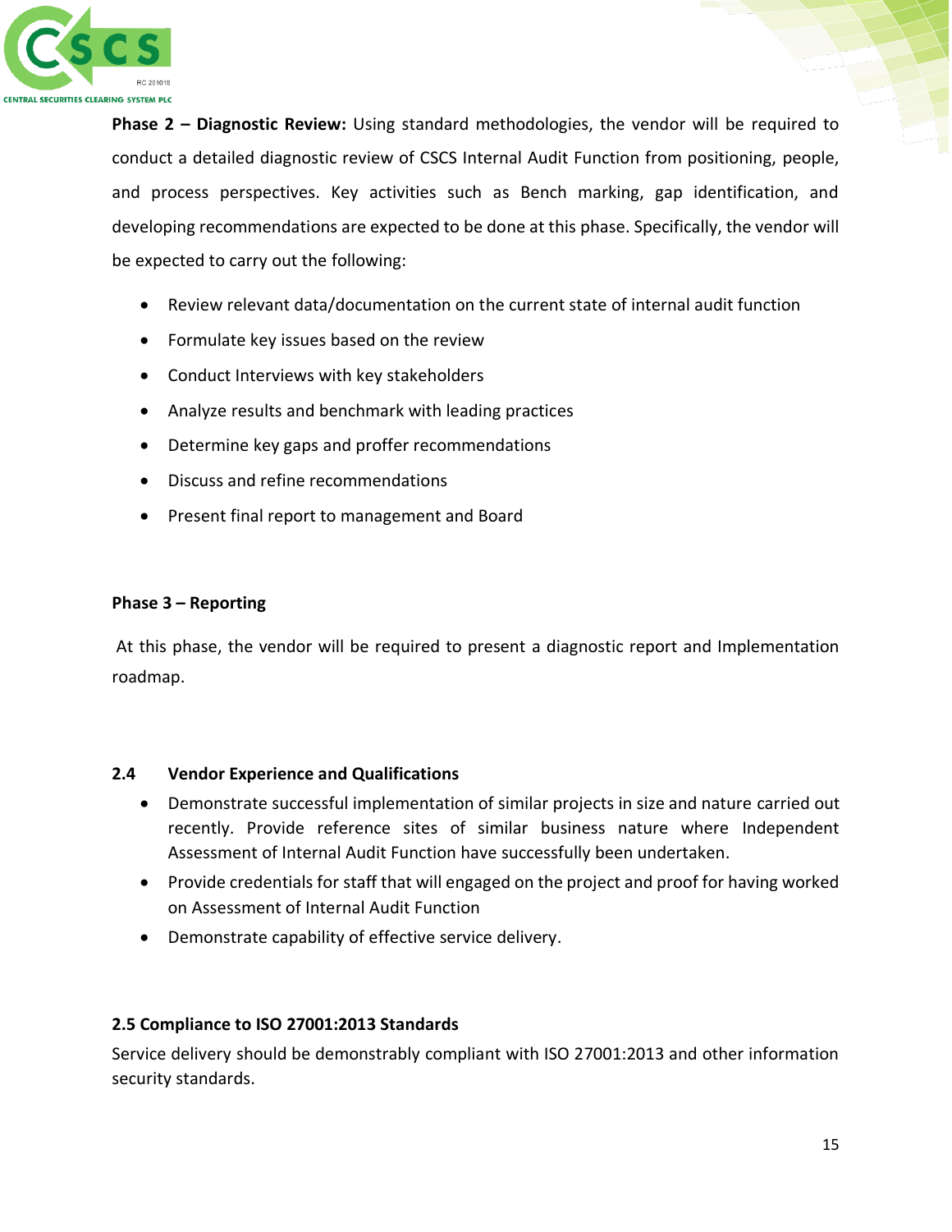**Phase 2 – Diagnostic Review:** Using standard methodologies, the vendor will be required to conduct a detailed diagnostic review of CSCS Internal Audit Function from positioning, people, and process perspectives. Key activities such as Bench marking, gap identification, and developing recommendations are expected to be done at this phase. Specifically, the vendor will be expected to carry out the following:

- Review relevant data/documentation on the current state of internal audit function
- Formulate key issues based on the review
- Conduct Interviews with key stakeholders
- Analyze results and benchmark with leading practices
- Determine key gaps and proffer recommendations
- Discuss and refine recommendations
- Present final report to management and Board

**Phase 3 – Reporting**

At this phase, the vendor will be required to present a diagnostic report and Implementation roadmap.

### 2.4 Vendor Experience and Qualifications

- Demonstrate successful implementation of similar projects in size and nature carried out recently. Provide reference sites of similar business nature where Independent Assessment of Internal Audit Function have successfully been undertaken.
- Provide credentials for staff that will engaged on the project and proof for having worked on Assessment of Internal Audit Function
- Demonstrate capability of effective service delivery.

### 2.5 Compliance to ISO 27001:2013 Standards

Service delivery should be demonstrably compliant with ISO 27001:2013 and other information security standards.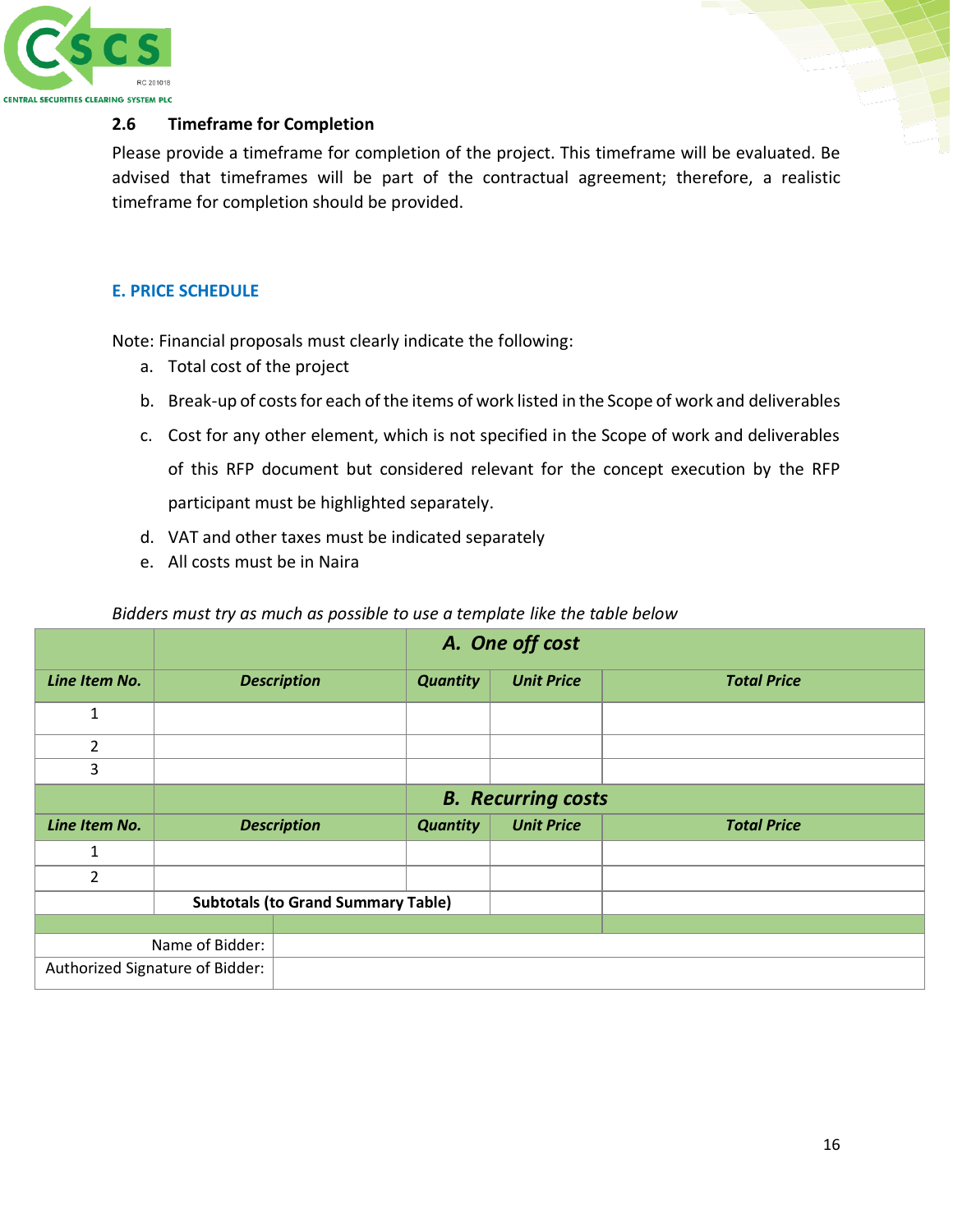### 2.6 Timeframe for Completion

Please provide a timeframe for completion of the project. This timeframe will be evaluated. Be advised that timeframes will be part of the contractual agreement; therefore, a realistic timeframe for completion should be provided.

## E. PRICE SCHEDULE

Note: Financial proposals must clearly indicate the following:

a. Total cost of the project
b. Break-up of costs for each of the items of work listed in the Scope of work and deliverables
c. Cost for any other element, which is not specified in the Scope of work and deliverables of this RFP document but considered relevant for the concept execution by the RFP participant must be highlighted separately.
d. VAT and other taxes must be indicated separately
e. All costs must be in Naira

*Bidders must try as much as possible to use a template like the table below*

| | | ***A. One off cost*** | | |
|---|---|---|---|---|
| ***Line Item No.*** | ***Description*** | ***Quantity*** | ***Unit Price*** | ***Total Price*** |
| 1 | | | | |
| 2 | | | | |
| 3 | | | | |
| | | ***B. Recurring costs*** | | |
| ***Line Item No.*** | ***Description*** | ***Quantity*** | ***Unit Price*** | ***Total Price*** |
| 1 | | | | |
| 2 | | | | |
| | **Subtotals (to Grand Summary Table)** | | | |
| | | | | |
| Name of Bidder: | | | | |
| Authorized Signature of Bidder: | | | | |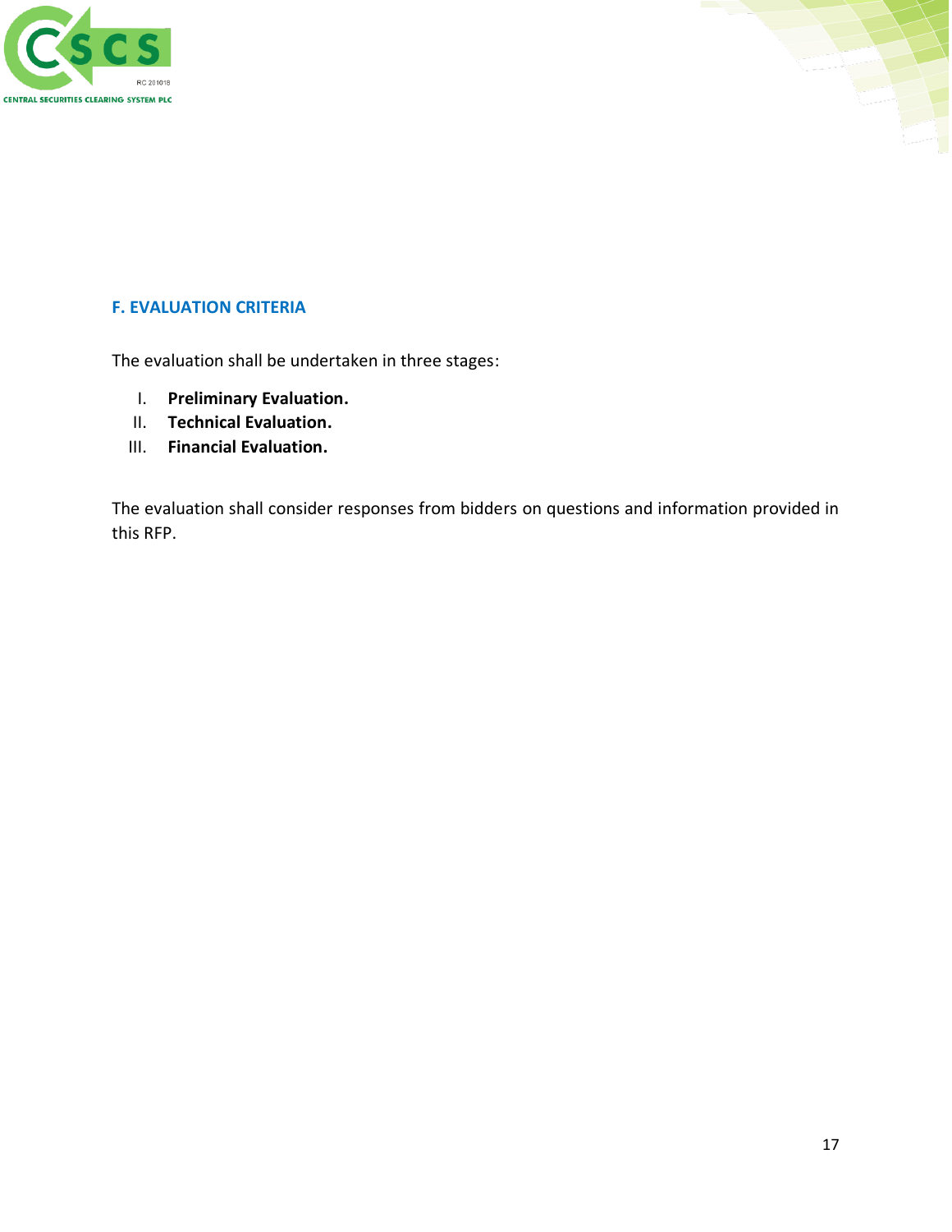## F. EVALUATION CRITERIA

The evaluation shall be undertaken in three stages:

I. **Preliminary Evaluation.**
II. **Technical Evaluation.**
III. **Financial Evaluation.**

The evaluation shall consider responses from bidders on questions and information provided in this RFP.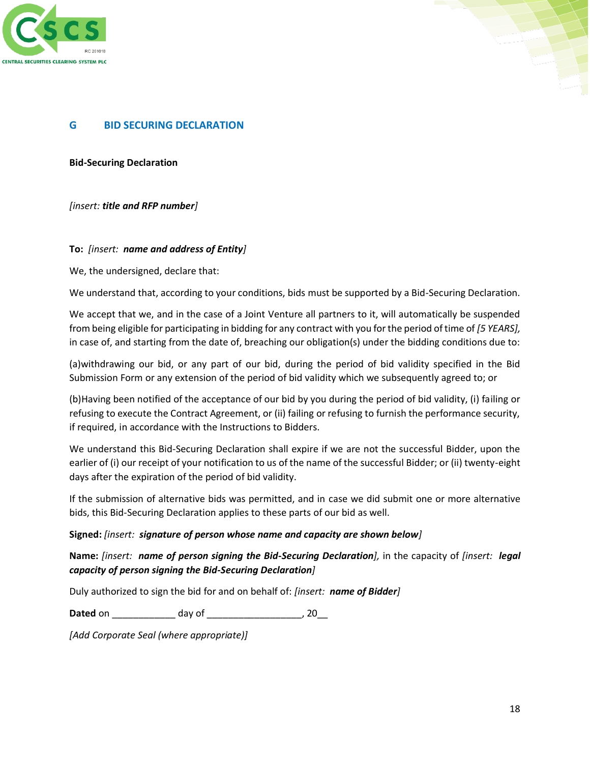## G BID SECURING DECLARATION

**Bid-Securing Declaration**

*[insert: **title and RFP number**]*

**To:** *[insert: **name and address of Entity**]*

We, the undersigned, declare that:

We understand that, according to your conditions, bids must be supported by a Bid-Securing Declaration.

We accept that we, and in the case of a Joint Venture all partners to it, will automatically be suspended from being eligible for participating in bidding for any contract with you for the period of time of *[5 YEARS]*, in case of, and starting from the date of, breaching our obligation(s) under the bidding conditions due to:

(a)withdrawing our bid, or any part of our bid, during the period of bid validity specified in the Bid Submission Form or any extension of the period of bid validity which we subsequently agreed to; or

(b)Having been notified of the acceptance of our bid by you during the period of bid validity, (i) failing or refusing to execute the Contract Agreement, or (ii) failing or refusing to furnish the performance security, if required, in accordance with the Instructions to Bidders.

We understand this Bid-Securing Declaration shall expire if we are not the successful Bidder, upon the earlier of (i) our receipt of your notification to us of the name of the successful Bidder; or (ii) twenty-eight days after the expiration of the period of bid validity.

If the submission of alternative bids was permitted, and in case we did submit one or more alternative bids, this Bid-Securing Declaration applies to these parts of our bid as well.

**Signed:** *[insert: **signature of person whose name and capacity are shown below**]*

**Name:** *[insert: **name of person signing the Bid-Securing Declaration**]*, in the capacity of *[insert: **legal capacity of person signing the Bid-Securing Declaration**]*

Duly authorized to sign the bid for and on behalf of: *[insert: **name of Bidder**]*

**Dated** on ____________ day of __________________, 20__

*[Add Corporate Seal (where appropriate)]*